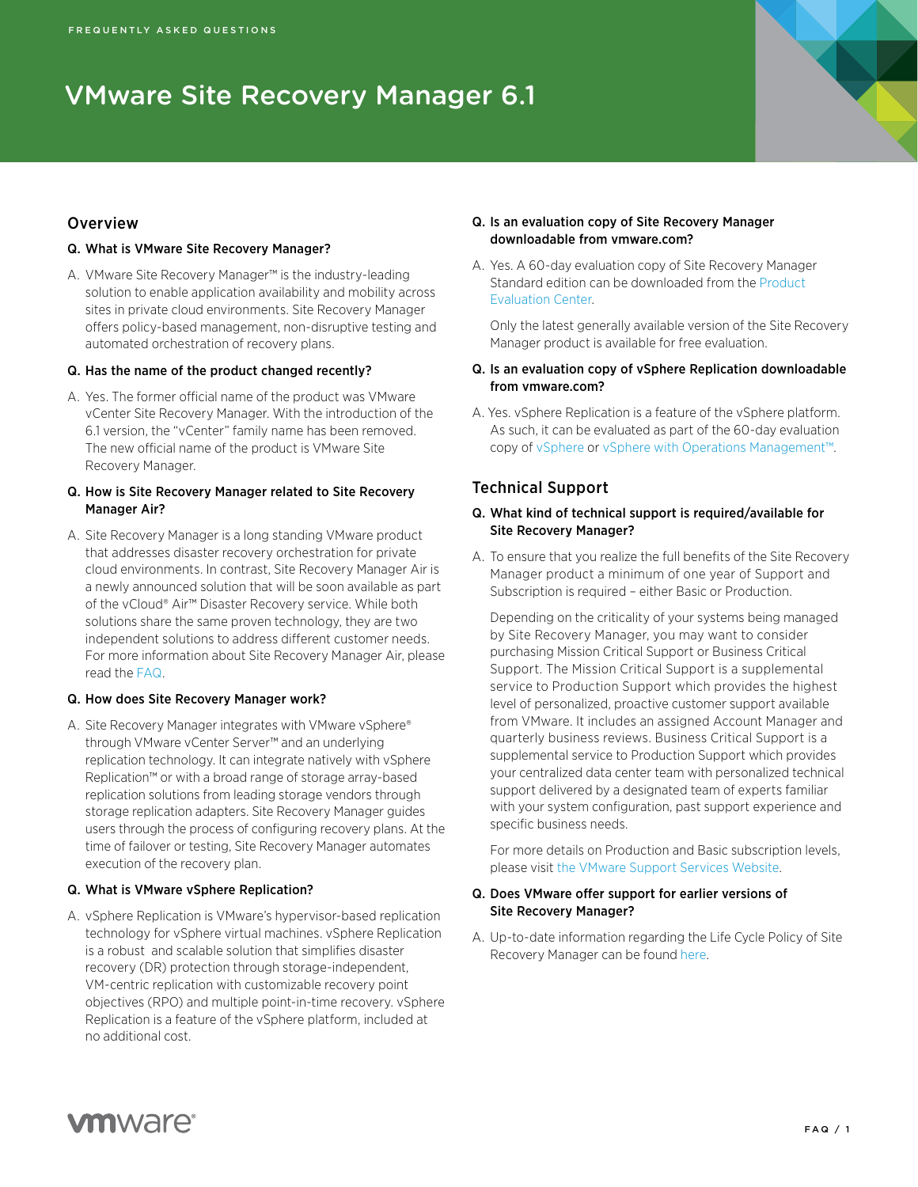FREQUENTLY ASKED QUESTIONS

# VMware Site Recovery Manager 6.1

## Overview

**Q. What is VMware Site Recovery Manager?**

A. VMware Site Recovery Manager™ is the industry-leading solution to enable application availability and mobility across sites in private cloud environments. Site Recovery Manager offers policy-based management, non-disruptive testing and automated orchestration of recovery plans.

**Q. Has the name of the product changed recently?**

A. Yes. The former official name of the product was VMware vCenter Site Recovery Manager. With the introduction of the 6.1 version, the "vCenter" family name has been removed. The new official name of the product is VMware Site Recovery Manager.

**Q. How is Site Recovery Manager related to Site Recovery Manager Air?**

A. Site Recovery Manager is a long standing VMware product that addresses disaster recovery orchestration for private cloud environments. In contrast, Site Recovery Manager Air is a newly announced solution that will be soon available as part of the vCloud® Air™ Disaster Recovery service. While both solutions share the same proven technology, they are two independent solutions to address different customer needs. For more information about Site Recovery Manager Air, please read the FAQ.

**Q. How does Site Recovery Manager work?**

A. Site Recovery Manager integrates with VMware vSphere® through VMware vCenter Server™ and an underlying replication technology. It can integrate natively with vSphere Replication™ or with a broad range of storage array-based replication solutions from leading storage vendors through storage replication adapters. Site Recovery Manager guides users through the process of configuring recovery plans. At the time of failover or testing, Site Recovery Manager automates execution of the recovery plan.

**Q. What is VMware vSphere Replication?**

A. vSphere Replication is VMware's hypervisor-based replication technology for vSphere virtual machines. vSphere Replication is a robust and scalable solution that simplifies disaster recovery (DR) protection through storage-independent, VM-centric replication with customizable recovery point objectives (RPO) and multiple point-in-time recovery. vSphere Replication is a feature of the vSphere platform, included at no additional cost.

**Q. Is an evaluation copy of Site Recovery Manager downloadable from vmware.com?**

A. Yes. A 60-day evaluation copy of Site Recovery Manager Standard edition can be downloaded from the Product Evaluation Center.

Only the latest generally available version of the Site Recovery Manager product is available for free evaluation.

**Q. Is an evaluation copy of vSphere Replication downloadable from vmware.com?**

A. Yes. vSphere Replication is a feature of the vSphere platform. As such, it can be evaluated as part of the 60-day evaluation copy of vSphere or vSphere with Operations Management™.

## Technical Support

**Q. What kind of technical support is required/available for Site Recovery Manager?**

A. To ensure that you realize the full benefits of the Site Recovery Manager product a minimum of one year of Support and Subscription is required – either Basic or Production.

Depending on the criticality of your systems being managed by Site Recovery Manager, you may want to consider purchasing Mission Critical Support or Business Critical Support. The Mission Critical Support is a supplemental service to Production Support which provides the highest level of personalized, proactive customer support available from VMware. It includes an assigned Account Manager and quarterly business reviews. Business Critical Support is a supplemental service to Production Support which provides your centralized data center team with personalized technical support delivered by a designated team of experts familiar with your system configuration, past support experience and specific business needs.

For more details on Production and Basic subscription levels, please visit the VMware Support Services Website.

**Q. Does VMware offer support for earlier versions of Site Recovery Manager?**

A. Up-to-date information regarding the Life Cycle Policy of Site Recovery Manager can be found here.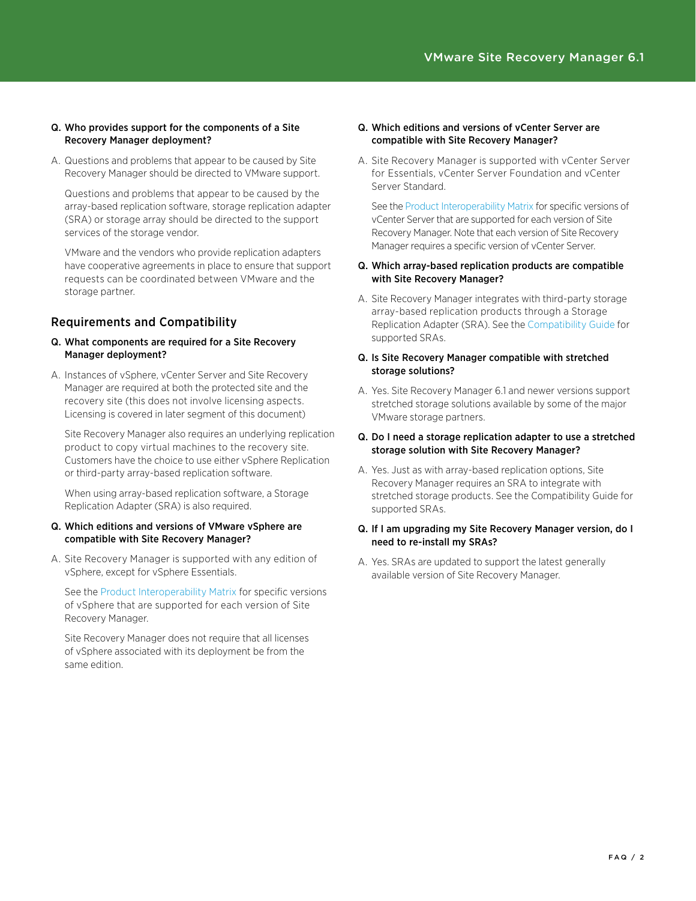**Q. Who provides support for the components of a Site Recovery Manager deployment?**

A. Questions and problems that appear to be caused by Site Recovery Manager should be directed to VMware support.

Questions and problems that appear to be caused by the array-based replication software, storage replication adapter (SRA) or storage array should be directed to the support services of the storage vendor.

VMware and the vendors who provide replication adapters have cooperative agreements in place to ensure that support requests can be coordinated between VMware and the storage partner.

## Requirements and Compatibility

**Q. What components are required for a Site Recovery Manager deployment?**

A. Instances of vSphere, vCenter Server and Site Recovery Manager are required at both the protected site and the recovery site (this does not involve licensing aspects. Licensing is covered in later segment of this document)

Site Recovery Manager also requires an underlying replication product to copy virtual machines to the recovery site. Customers have the choice to use either vSphere Replication or third-party array-based replication software.

When using array-based replication software, a Storage Replication Adapter (SRA) is also required.

**Q. Which editions and versions of VMware vSphere are compatible with Site Recovery Manager?**

A. Site Recovery Manager is supported with any edition of vSphere, except for vSphere Essentials.

See the Product Interoperability Matrix for specific versions of vSphere that are supported for each version of Site Recovery Manager.

Site Recovery Manager does not require that all licenses of vSphere associated with its deployment be from the same edition.

**Q. Which editions and versions of vCenter Server are compatible with Site Recovery Manager?**

A. Site Recovery Manager is supported with vCenter Server for Essentials, vCenter Server Foundation and vCenter Server Standard.

See the Product Interoperability Matrix for specific versions of vCenter Server that are supported for each version of Site Recovery Manager. Note that each version of Site Recovery Manager requires a specific version of vCenter Server.

**Q. Which array-based replication products are compatible with Site Recovery Manager?**

A. Site Recovery Manager integrates with third-party storage array-based replication products through a Storage Replication Adapter (SRA). See the Compatibility Guide for supported SRAs.

**Q. Is Site Recovery Manager compatible with stretched storage solutions?**

A. Yes. Site Recovery Manager 6.1 and newer versions support stretched storage solutions available by some of the major VMware storage partners.

**Q. Do I need a storage replication adapter to use a stretched storage solution with Site Recovery Manager?**

A. Yes. Just as with array-based replication options, Site Recovery Manager requires an SRA to integrate with stretched storage products. See the Compatibility Guide for supported SRAs.

**Q. If I am upgrading my Site Recovery Manager version, do I need to re-install my SRAs?**

A. Yes. SRAs are updated to support the latest generally available version of Site Recovery Manager.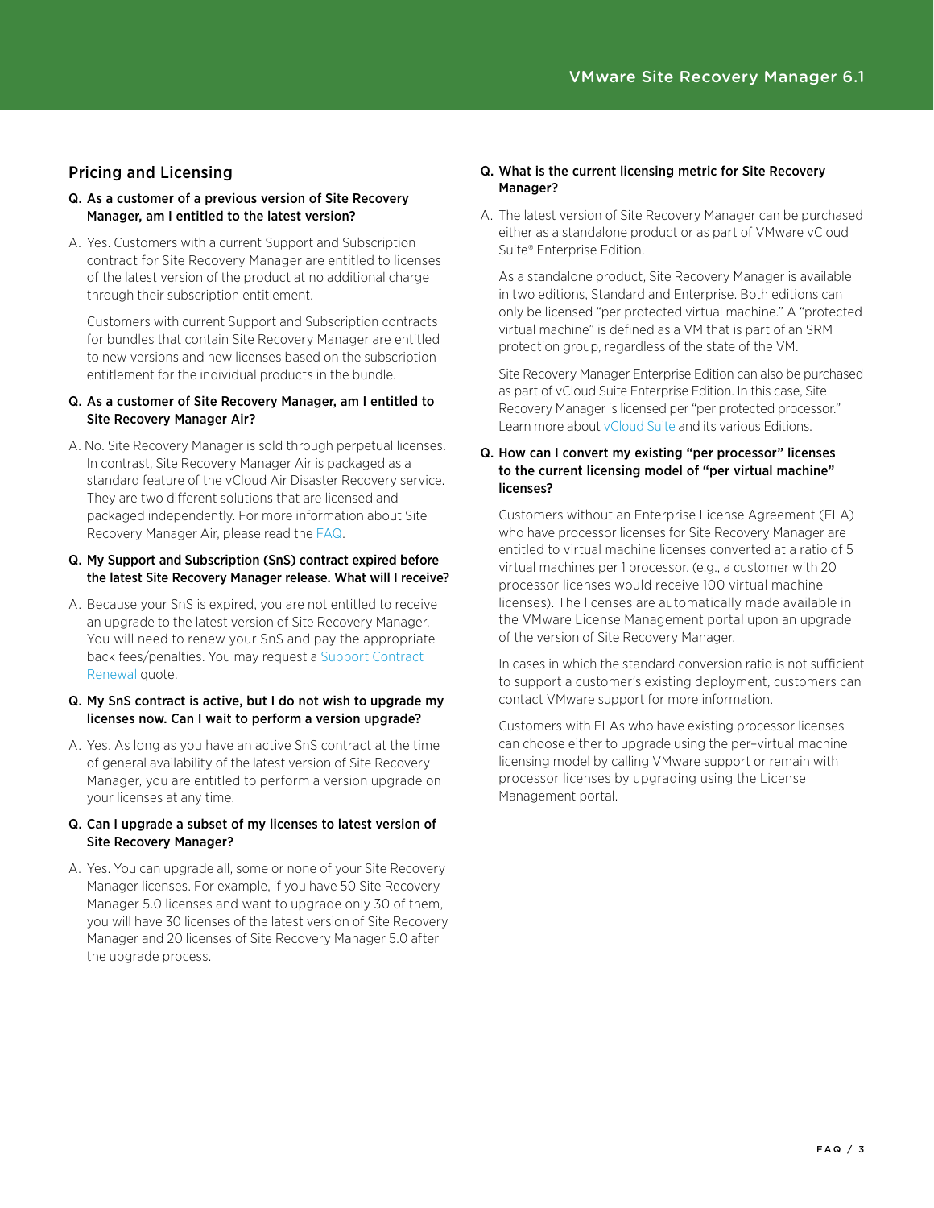## Pricing and Licensing

**Q. As a customer of a previous version of Site Recovery Manager, am I entitled to the latest version?**

A. Yes. Customers with a current Support and Subscription contract for Site Recovery Manager are entitled to licenses of the latest version of the product at no additional charge through their subscription entitlement.

Customers with current Support and Subscription contracts for bundles that contain Site Recovery Manager are entitled to new versions and new licenses based on the subscription entitlement for the individual products in the bundle.

**Q. As a customer of Site Recovery Manager, am I entitled to Site Recovery Manager Air?**

A. No. Site Recovery Manager is sold through perpetual licenses. In contrast, Site Recovery Manager Air is packaged as a standard feature of the vCloud Air Disaster Recovery service. They are two different solutions that are licensed and packaged independently. For more information about Site Recovery Manager Air, please read the FAQ.

**Q. My Support and Subscription (SnS) contract expired before the latest Site Recovery Manager release. What will I receive?**

A. Because your SnS is expired, you are not entitled to receive an upgrade to the latest version of Site Recovery Manager. You will need to renew your SnS and pay the appropriate back fees/penalties. You may request a Support Contract Renewal quote.

**Q. My SnS contract is active, but I do not wish to upgrade my licenses now. Can I wait to perform a version upgrade?**

A. Yes. As long as you have an active SnS contract at the time of general availability of the latest version of Site Recovery Manager, you are entitled to perform a version upgrade on your licenses at any time.

**Q. Can I upgrade a subset of my licenses to latest version of Site Recovery Manager?**

A. Yes. You can upgrade all, some or none of your Site Recovery Manager licenses. For example, if you have 50 Site Recovery Manager 5.0 licenses and want to upgrade only 30 of them, you will have 30 licenses of the latest version of Site Recovery Manager and 20 licenses of Site Recovery Manager 5.0 after the upgrade process.

**Q. What is the current licensing metric for Site Recovery Manager?**

A. The latest version of Site Recovery Manager can be purchased either as a standalone product or as part of VMware vCloud Suite® Enterprise Edition.

As a standalone product, Site Recovery Manager is available in two editions, Standard and Enterprise. Both editions can only be licensed "per protected virtual machine." A "protected virtual machine" is defined as a VM that is part of an SRM protection group, regardless of the state of the VM.

Site Recovery Manager Enterprise Edition can also be purchased as part of vCloud Suite Enterprise Edition. In this case, Site Recovery Manager is licensed per "per protected processor." Learn more about vCloud Suite and its various Editions.

**Q. How can I convert my existing "per processor" licenses to the current licensing model of "per virtual machine" licenses?**

Customers without an Enterprise License Agreement (ELA) who have processor licenses for Site Recovery Manager are entitled to virtual machine licenses converted at a ratio of 5 virtual machines per 1 processor. (e.g., a customer with 20 processor licenses would receive 100 virtual machine licenses). The licenses are automatically made available in the VMware License Management portal upon an upgrade of the version of Site Recovery Manager.

In cases in which the standard conversion ratio is not sufficient to support a customer's existing deployment, customers can contact VMware support for more information.

Customers with ELAs who have existing processor licenses can choose either to upgrade using the per-virtual machine licensing model by calling VMware support or remain with processor licenses by upgrading using the License Management portal.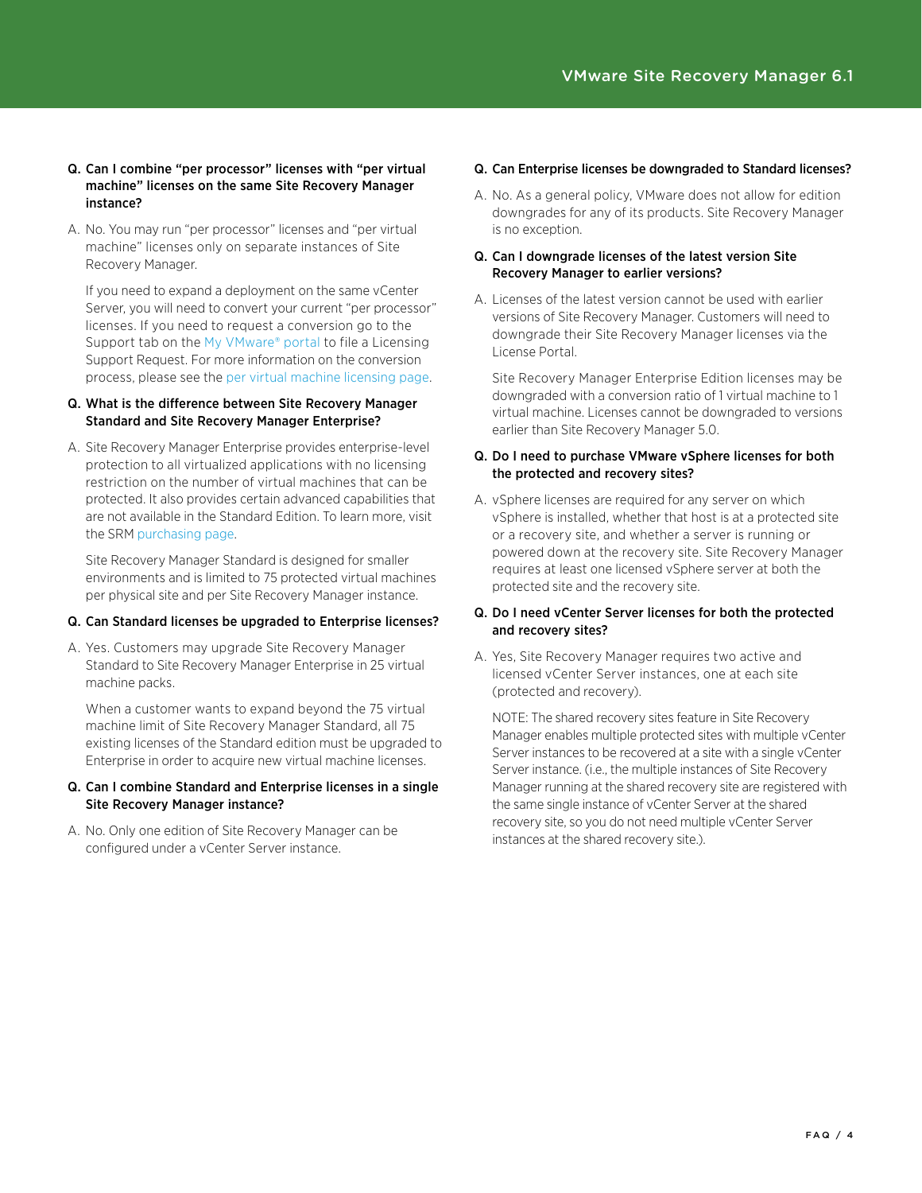**Q. Can I combine "per processor" licenses with "per virtual machine" licenses on the same Site Recovery Manager instance?**

A. No. You may run "per processor" licenses and "per virtual machine" licenses only on separate instances of Site Recovery Manager.

If you need to expand a deployment on the same vCenter Server, you will need to convert your current "per processor" licenses. If you need to request a conversion go to the Support tab on the My VMware® portal to file a Licensing Support Request. For more information on the conversion process, please see the per virtual machine licensing page.

**Q. What is the difference between Site Recovery Manager Standard and Site Recovery Manager Enterprise?**

A. Site Recovery Manager Enterprise provides enterprise-level protection to all virtualized applications with no licensing restriction on the number of virtual machines that can be protected. It also provides certain advanced capabilities that are not available in the Standard Edition. To learn more, visit the SRM purchasing page.

Site Recovery Manager Standard is designed for smaller environments and is limited to 75 protected virtual machines per physical site and per Site Recovery Manager instance.

**Q. Can Standard licenses be upgraded to Enterprise licenses?**

A. Yes. Customers may upgrade Site Recovery Manager Standard to Site Recovery Manager Enterprise in 25 virtual machine packs.

When a customer wants to expand beyond the 75 virtual machine limit of Site Recovery Manager Standard, all 75 existing licenses of the Standard edition must be upgraded to Enterprise in order to acquire new virtual machine licenses.

**Q. Can I combine Standard and Enterprise licenses in a single Site Recovery Manager instance?**

A. No. Only one edition of Site Recovery Manager can be configured under a vCenter Server instance.

**Q. Can Enterprise licenses be downgraded to Standard licenses?**

A. No. As a general policy, VMware does not allow for edition downgrades for any of its products. Site Recovery Manager is no exception.

**Q. Can I downgrade licenses of the latest version Site Recovery Manager to earlier versions?**

A. Licenses of the latest version cannot be used with earlier versions of Site Recovery Manager. Customers will need to downgrade their Site Recovery Manager licenses via the License Portal.

Site Recovery Manager Enterprise Edition licenses may be downgraded with a conversion ratio of 1 virtual machine to 1 virtual machine. Licenses cannot be downgraded to versions earlier than Site Recovery Manager 5.0.

**Q. Do I need to purchase VMware vSphere licenses for both the protected and recovery sites?**

A. vSphere licenses are required for any server on which vSphere is installed, whether that host is at a protected site or a recovery site, and whether a server is running or powered down at the recovery site. Site Recovery Manager requires at least one licensed vSphere server at both the protected site and the recovery site.

**Q. Do I need vCenter Server licenses for both the protected and recovery sites?**

A. Yes, Site Recovery Manager requires two active and licensed vCenter Server instances, one at each site (protected and recovery).

NOTE: The shared recovery sites feature in Site Recovery Manager enables multiple protected sites with multiple vCenter Server instances to be recovered at a site with a single vCenter Server instance. (i.e., the multiple instances of Site Recovery Manager running at the shared recovery site are registered with the same single instance of vCenter Server at the shared recovery site, so you do not need multiple vCenter Server instances at the shared recovery site.).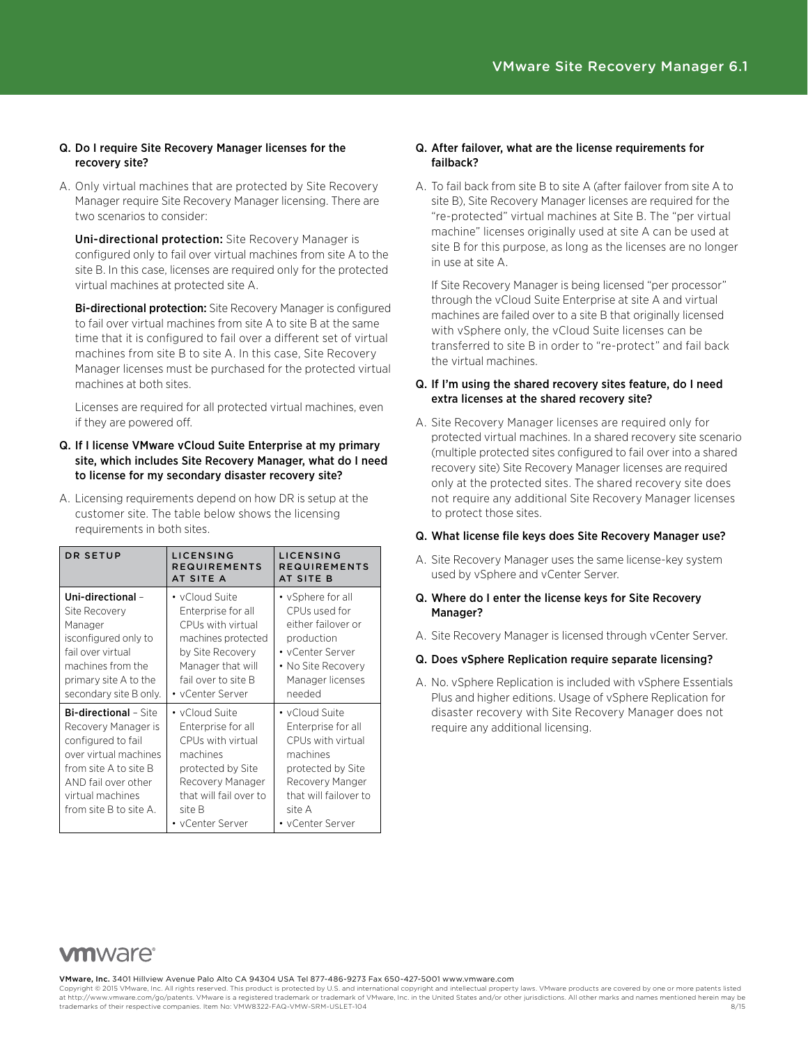**Q. Do I require Site Recovery Manager licenses for the recovery site?**

A. Only virtual machines that are protected by Site Recovery Manager require Site Recovery Manager licensing. There are two scenarios to consider:

**Uni-directional protection:** Site Recovery Manager is configured only to fail over virtual machines from site A to the site B. In this case, licenses are required only for the protected virtual machines at protected site A.

**Bi-directional protection:** Site Recovery Manager is configured to fail over virtual machines from site A to site B at the same time that it is configured to fail over a different set of virtual machines from site B to site A. In this case, Site Recovery Manager licenses must be purchased for the protected virtual machines at both sites.

Licenses are required for all protected virtual machines, even if they are powered off.

**Q. If I license VMware vCloud Suite Enterprise at my primary site, which includes Site Recovery Manager, what do I need to license for my secondary disaster recovery site?**

A. Licensing requirements depend on how DR is setup at the customer site. The table below shows the licensing requirements in both sites.

| DR SETUP | LICENSING REQUIREMENTS AT SITE A | LICENSING REQUIREMENTS AT SITE B |
|---|---|---|
| **Uni-directional** – Site Recovery Manager isconfigured only to fail over virtual machines from the primary site A to the secondary site B only. | • vCloud Suite Enterprise for all CPUs with virtual machines protected by Site Recovery Manager that will fail over to site B<br>• vCenter Server | • vSphere for all CPUs used for either failover or production<br>• vCenter Server<br>• No Site Recovery Manager licenses needed |
| **Bi-directional** – Site Recovery Manager is configured to fail over virtual machines from site A to site B AND fail over other virtual machines from site B to site A. | • vCloud Suite Enterprise for all CPUs with virtual machines protected by Site Recovery Manager that will fail over to site B<br>• vCenter Server | • vCloud Suite Enterprise for all CPUs with virtual machines protected by Site Recovery Manger that will failover to site A<br>• vCenter Server |

**Q. After failover, what are the license requirements for failback?**

A. To fail back from site B to site A (after failover from site A to site B), Site Recovery Manager licenses are required for the "re-protected" virtual machines at Site B. The "per virtual machine" licenses originally used at site A can be used at site B for this purpose, as long as the licenses are no longer in use at site A.

If Site Recovery Manager is being licensed "per processor" through the vCloud Suite Enterprise at site A and virtual machines are failed over to a site B that originally licensed with vSphere only, the vCloud Suite licenses can be transferred to site B in order to "re-protect" and fail back the virtual machines.

**Q. If I'm using the shared recovery sites feature, do I need extra licenses at the shared recovery site?**

A. Site Recovery Manager licenses are required only for protected virtual machines. In a shared recovery site scenario (multiple protected sites configured to fail over into a shared recovery site) Site Recovery Manager licenses are required only at the protected sites. The shared recovery site does not require any additional Site Recovery Manager licenses to protect those sites.

**Q. What license file keys does Site Recovery Manager use?**

A. Site Recovery Manager uses the same license-key system used by vSphere and vCenter Server.

**Q. Where do I enter the license keys for Site Recovery Manager?**

A. Site Recovery Manager is licensed through vCenter Server.

**Q. Does vSphere Replication require separate licensing?**

A. No. vSphere Replication is included with vSphere Essentials Plus and higher editions. Usage of vSphere Replication for disaster recovery with Site Recovery Manager does not require any additional licensing.

**VMware, Inc.** 3401 Hillview Avenue Palo Alto CA 94304 USA Tel 877-486-9273 Fax 650-427-5001 www.vmware.com
Copyright © 2015 VMware, Inc. All rights reserved. This product is protected by U.S. and international copyright and intellectual property laws. VMware products are covered by one or more patents listed at http://www.vmware.com/go/patents. VMware is a registered trademark or trademark of VMware, Inc. in the United States and/or other jurisdictions. All other marks and names mentioned herein may be trademarks of their respective companies. Item No: VMW8322-FAQ-VMW-SRM-USLET-104